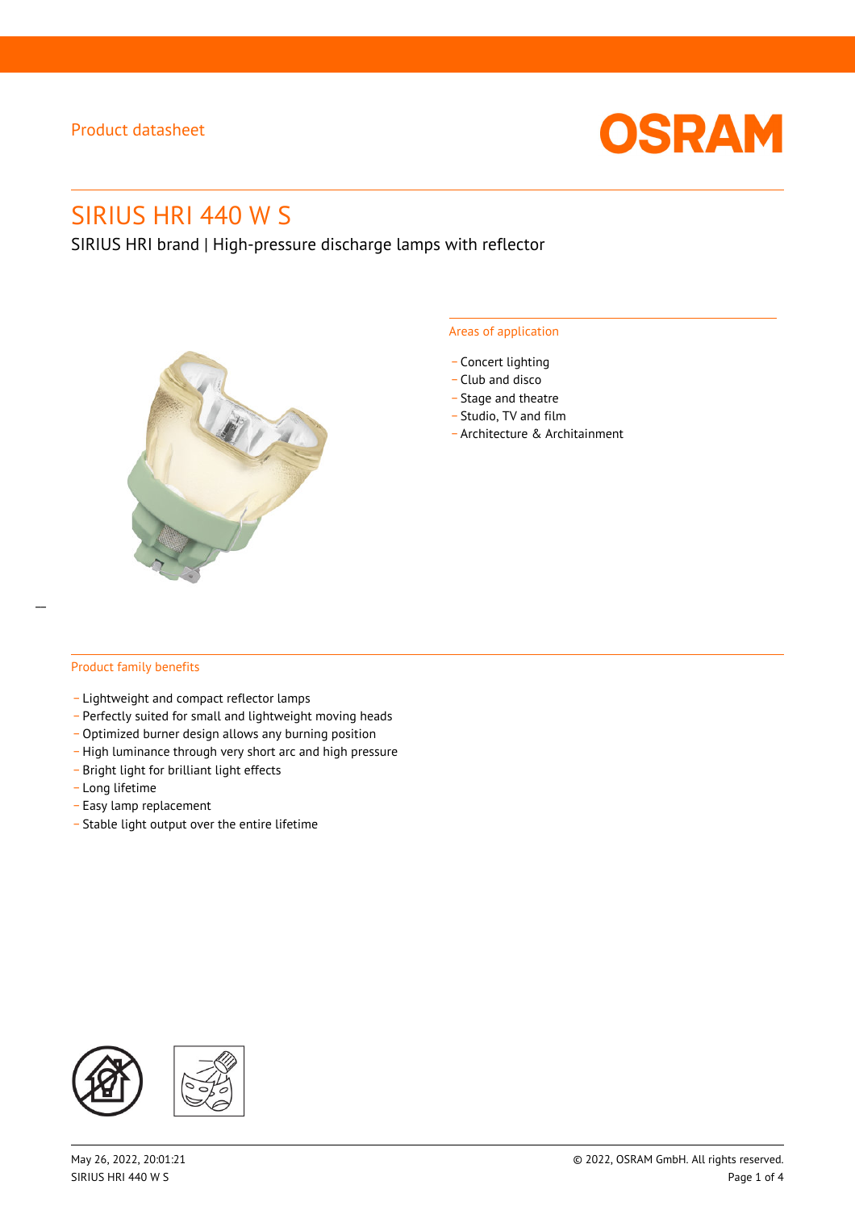Product datasheet

# SIRIUS HRI 440 W S

SIRIUS HRI brand | High-pressure discharge lamps with reflector

## Areas of application

- Concert lighting
- Club and disco
- Stage and theatre
- Studio, TV and film
- Architecture & Architainment

## Product family benefits

- Lightweight and compact reflector lamps
- Perfectly suited for small and lightweight moving heads
- Optimized burner design allows any burning position
- High luminance through very short arc and high pressure
- Bright light for brilliant light effects
- Long lifetime
- Easy lamp replacement
- Stable light output over the entire lifetime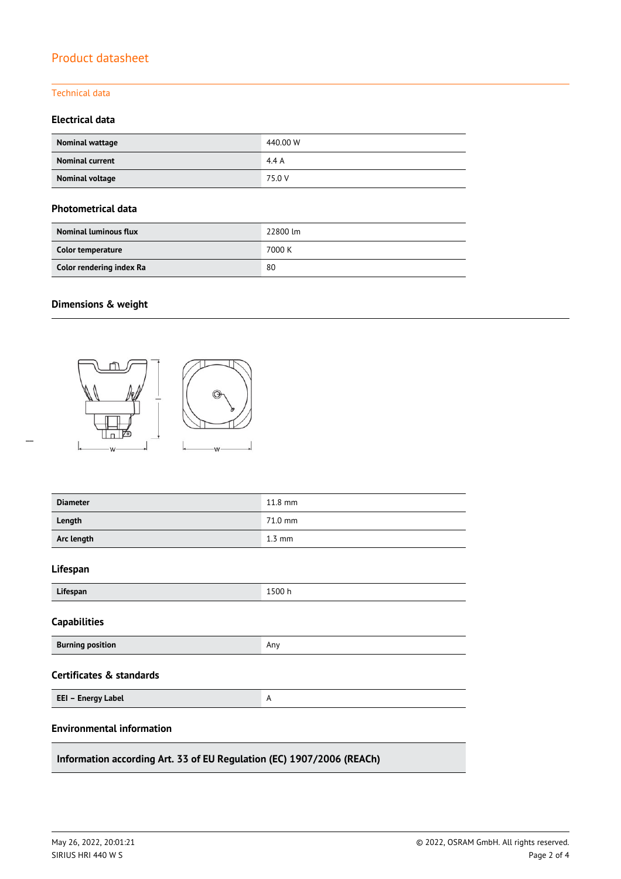## Technical data

### Electrical data

| | |
|---|---|
| **Nominal wattage** | 440.00 W |
| **Nominal current** | 4.4 A |
| **Nominal voltage** | 75.0 V |

### Photometrical data

| | |
|---|---|
| **Nominal luminous flux** | 22800 lm |
| **Color temperature** | 7000 K |
| **Color rendering index Ra** | 80 |

### Dimensions & weight

| | |
|---|---|
| **Diameter** | 11.8 mm |
| **Length** | 71.0 mm |
| **Arc length** | 1.3 mm |

### Lifespan

| | |
|---|---|
| **Lifespan** | 1500 h |

### Capabilities

| | |
|---|---|
| **Burning position** | Any |

### Certificates & standards

| | |
|---|---|
| **EEI – Energy Label** | A |

### Environmental information

**Information according Art. 33 of EU Regulation (EC) 1907/2006 (REACh)**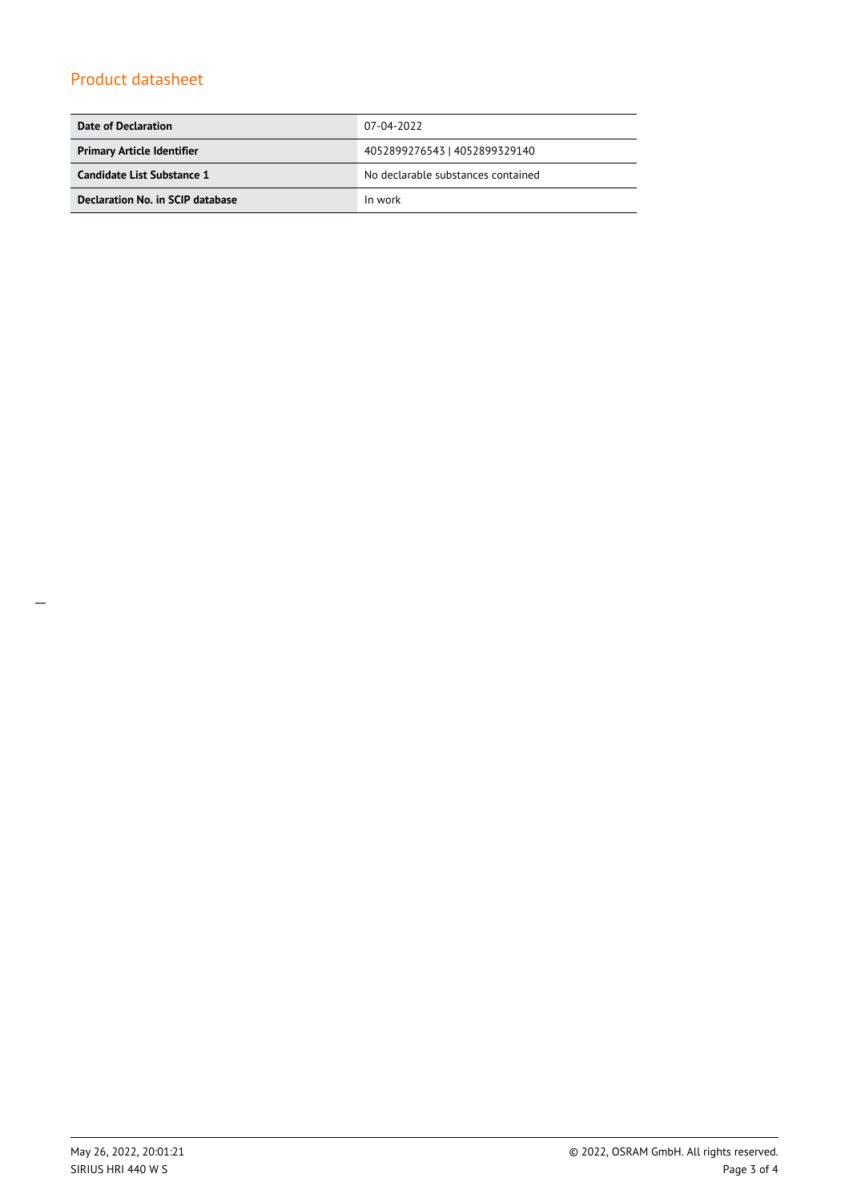## Product datasheet

| | |
|---|---|
| **Date of Declaration** | 07-04-2022 |
| **Primary Article Identifier** | 4052899276543 \| 4052899329140 |
| **Candidate List Substance 1** | No declarable substances contained |
| **Declaration No. in SCIP database** | In work |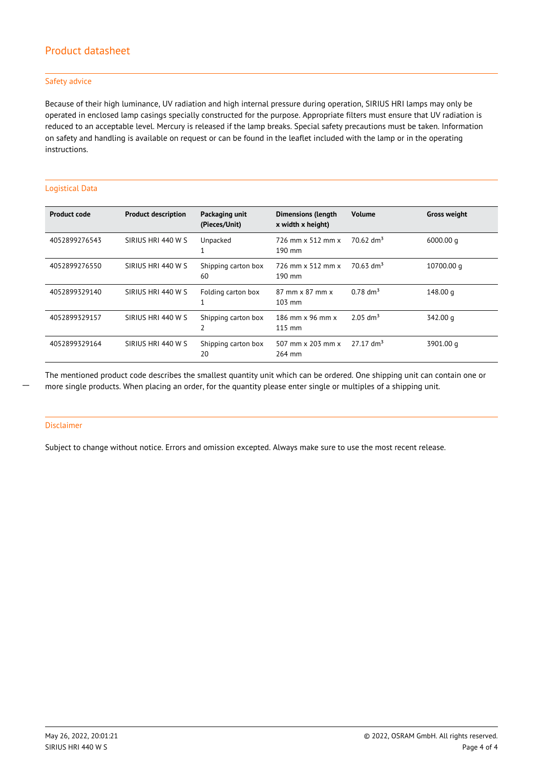## Safety advice

Because of their high luminance, UV radiation and high internal pressure during operation, SIRIUS HRI lamps may only be operated in enclosed lamp casings specially constructed for the purpose. Appropriate filters must ensure that UV radiation is reduced to an acceptable level. Mercury is released if the lamp breaks. Special safety precautions must be taken. Information on safety and handling is available on request or can be found in the leaflet included with the lamp or in the operating instructions.

## Logistical Data

| Product code | Product description | Packaging unit (Pieces/Unit) | Dimensions (length x width x height) | Volume | Gross weight |
|---|---|---|---|---|---|
| 4052899276543 | SIRIUS HRI 440 W S | Unpacked 1 | 726 mm x 512 mm x 190 mm | 70.62 $dm^3$ | 6000.00 g |
| 4052899276550 | SIRIUS HRI 440 W S | Shipping carton box 60 | 726 mm x 512 mm x 190 mm | 70.63 $dm^3$ | 10700.00 g |
| 4052899329140 | SIRIUS HRI 440 W S | Folding carton box 1 | 87 mm x 87 mm x 103 mm | 0.78 $dm^3$ | 148.00 g |
| 4052899329157 | SIRIUS HRI 440 W S | Shipping carton box 2 | 186 mm x 96 mm x 115 mm | 2.05 $dm^3$ | 342.00 g |
| 4052899329164 | SIRIUS HRI 440 W S | Shipping carton box 20 | 507 mm x 203 mm x 264 mm | 27.17 $dm^3$ | 3901.00 g |

The mentioned product code describes the smallest quantity unit which can be ordered. One shipping unit can contain one or more single products. When placing an order, for the quantity please enter single or multiples of a shipping unit.

## Disclaimer

Subject to change without notice. Errors and omission excepted. Always make sure to use the most recent release.